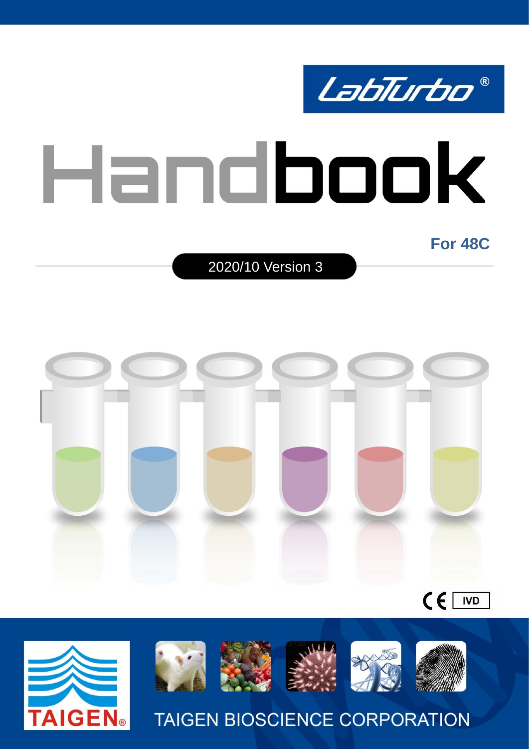LabTurbo®

# Handbook

**For 48C**

2020/10 Version 3

CE IVD

TAIGEN®

TAIGEN BIOSCIENCE CORPORATION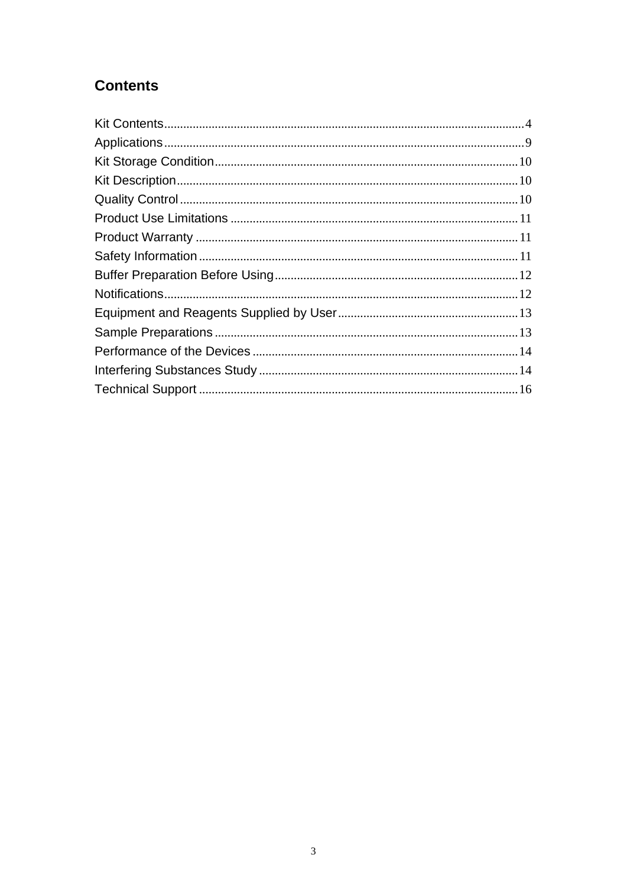# Contents

Kit Contents....4
Applications....9
Kit Storage Condition....10
Kit Description....10
Quality Control....10
Product Use Limitations....11
Product Warranty....11
Safety Information....11
Buffer Preparation Before Using....12
Notifications....12
Equipment and Reagents Supplied by User....13
Sample Preparations....13
Performance of the Devices....14
Interfering Substances Study....14
Technical Support....16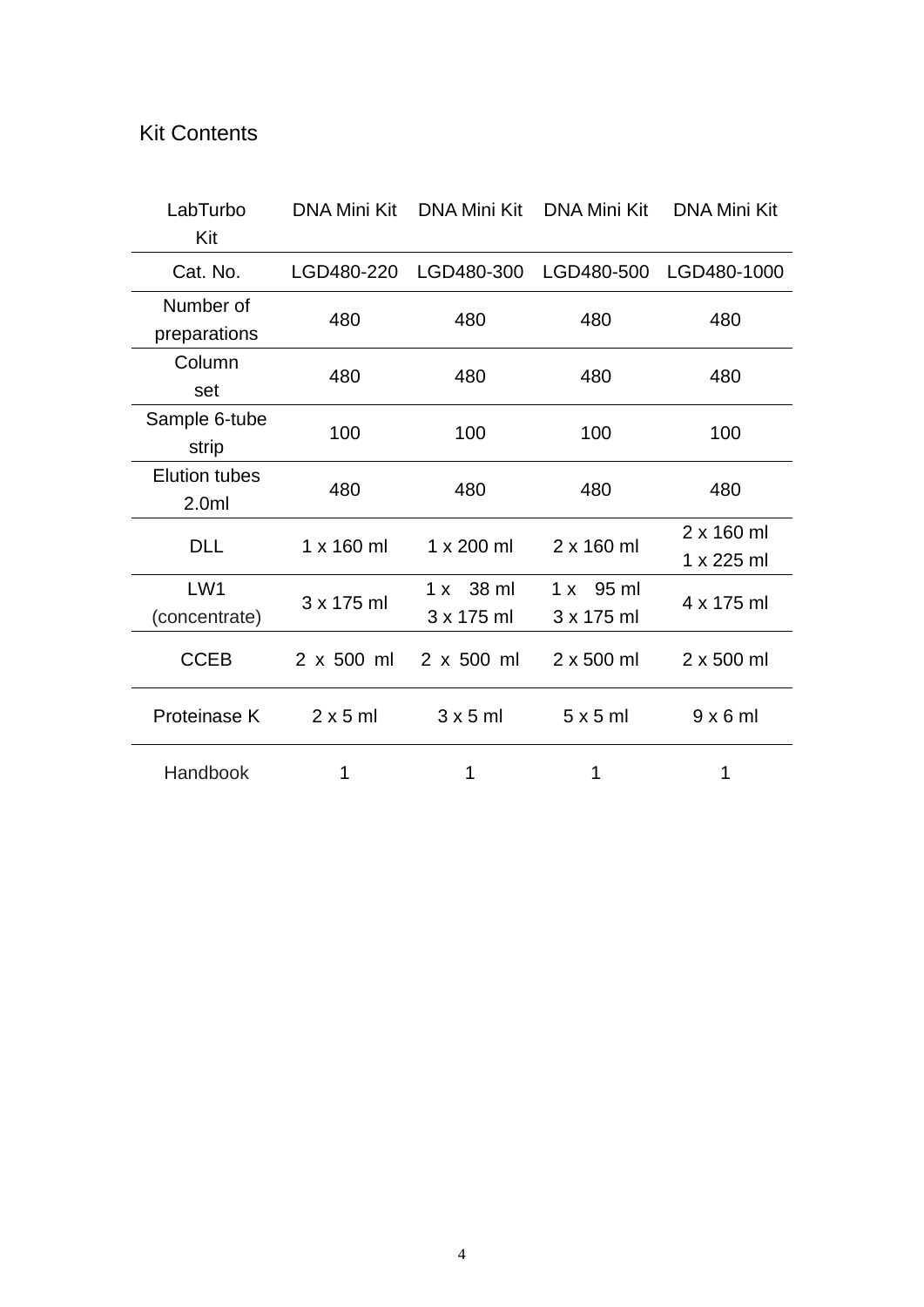## Kit Contents

| LabTurbo Kit | DNA Mini Kit | DNA Mini Kit | DNA Mini Kit | DNA Mini Kit |
|---|---|---|---|---|
| Cat. No. | LGD480-220 | LGD480-300 | LGD480-500 | LGD480-1000 |
| Number of preparations | 480 | 480 | 480 | 480 |
| Column set | 480 | 480 | 480 | 480 |
| Sample 6-tube strip | 100 | 100 | 100 | 100 |
| Elution tubes 2.0ml | 480 | 480 | 480 | 480 |
| DLL | 1 x 160 ml | 1 x 200 ml | 2 x 160 ml | 2 x 160 ml<br>1 x 225 ml |
| LW1 (concentrate) | 3 x 175 ml | 1 x 38 ml<br>3 x 175 ml | 1 x 95 ml<br>3 x 175 ml | 4 x 175 ml |
| CCEB | 2 x 500 ml | 2 x 500 ml | 2 x 500 ml | 2 x 500 ml |
| Proteinase K | 2 x 5 ml | 3 x 5 ml | 5 x 5 ml | 9 x 6 ml |
| Handbook | 1 | 1 | 1 | 1 |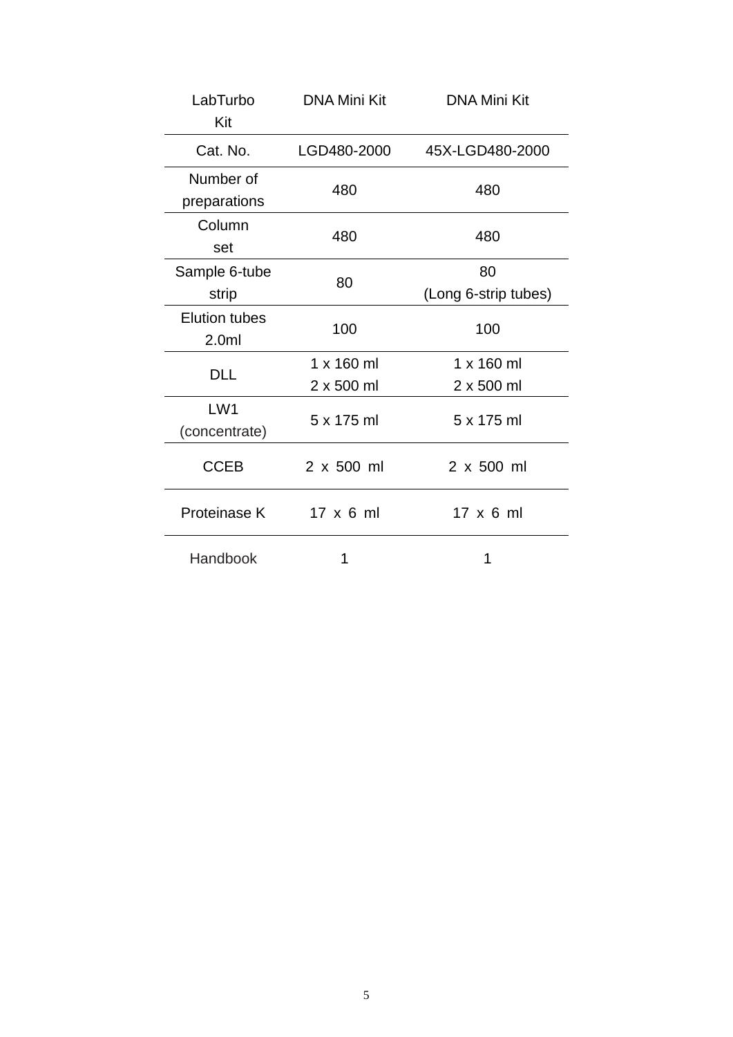| LabTurbo Kit | DNA Mini Kit | DNA Mini Kit |
|---|---|---|
| Cat. No. | LGD480-2000 | 45X-LGD480-2000 |
| Number of preparations | 480 | 480 |
| Column set | 480 | 480 |
| Sample 6-tube strip | 80 | 80 (Long 6-strip tubes) |
| Elution tubes 2.0ml | 100 | 100 |
| DLL | 1 x 160 ml<br>2 x 500 ml | 1 x 160 ml<br>2 x 500 ml |
| LW1 (concentrate) | 5 x 175 ml | 5 x 175 ml |
| CCEB | 2 x 500 ml | 2 x 500 ml |
| Proteinase K | 17 x 6 ml | 17 x 6 ml |
| Handbook | 1 | 1 |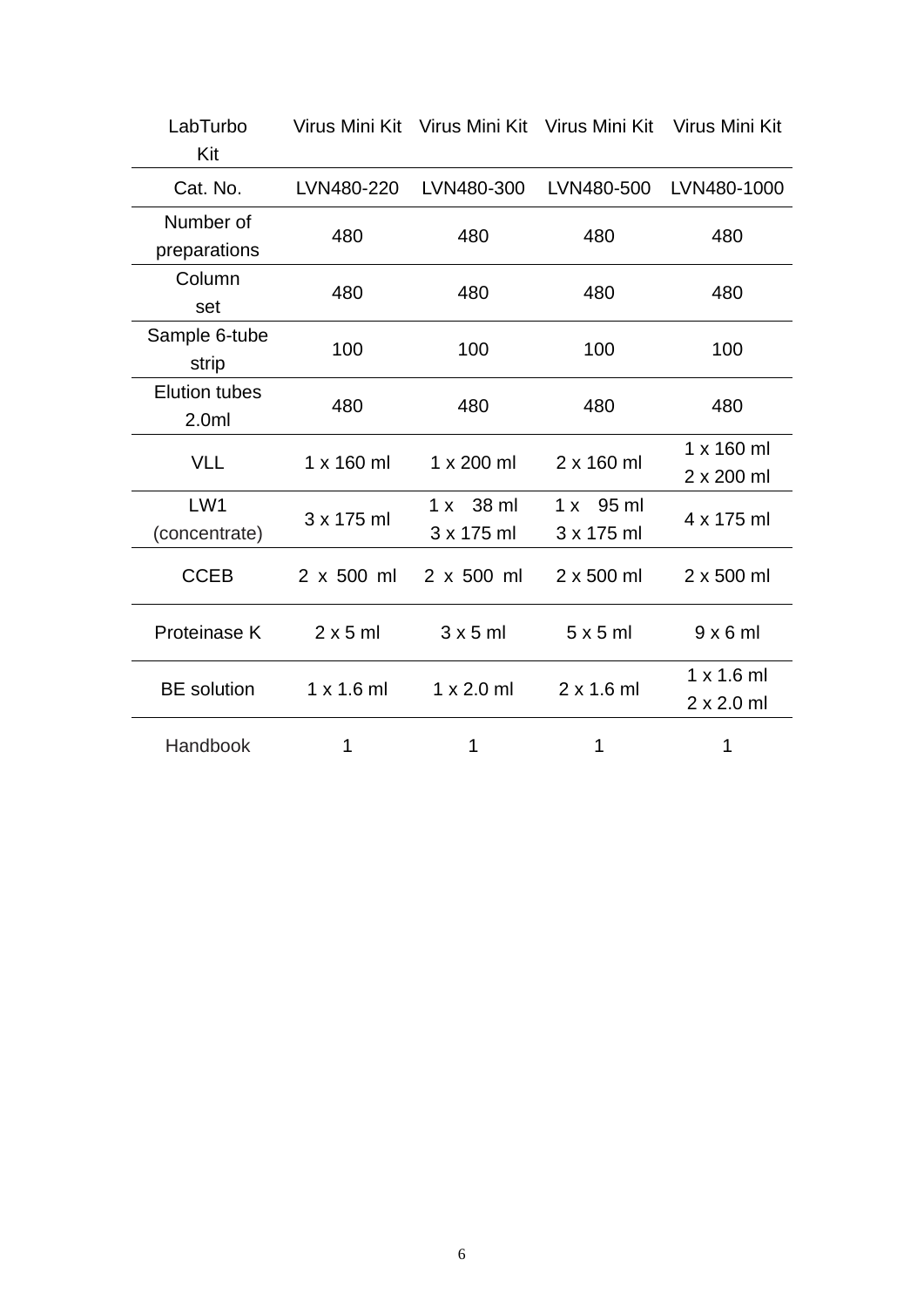| LabTurbo Kit | Virus Mini Kit | Virus Mini Kit | Virus Mini Kit | Virus Mini Kit |
|---|---|---|---|---|
| Cat. No. | LVN480-220 | LVN480-300 | LVN480-500 | LVN480-1000 |
| Number of preparations | 480 | 480 | 480 | 480 |
| Column set | 480 | 480 | 480 | 480 |
| Sample 6-tube strip | 100 | 100 | 100 | 100 |
| Elution tubes 2.0ml | 480 | 480 | 480 | 480 |
| VLL | 1 x 160 ml | 1 x 200 ml | 2 x 160 ml | 1 x 160 ml<br>2 x 200 ml |
| LW1 (concentrate) | 3 x 175 ml | 1 x 38 ml<br>3 x 175 ml | 1 x 95 ml<br>3 x 175 ml | 4 x 175 ml |
| CCEB | 2 x 500 ml | 2 x 500 ml | 2 x 500 ml | 2 x 500 ml |
| Proteinase K | 2 x 5 ml | 3 x 5 ml | 5 x 5 ml | 9 x 6 ml |
| BE solution | 1 x 1.6 ml | 1 x 2.0 ml | 2 x 1.6 ml | 1 x 1.6 ml<br>2 x 2.0 ml |
| Handbook | 1 | 1 | 1 | 1 |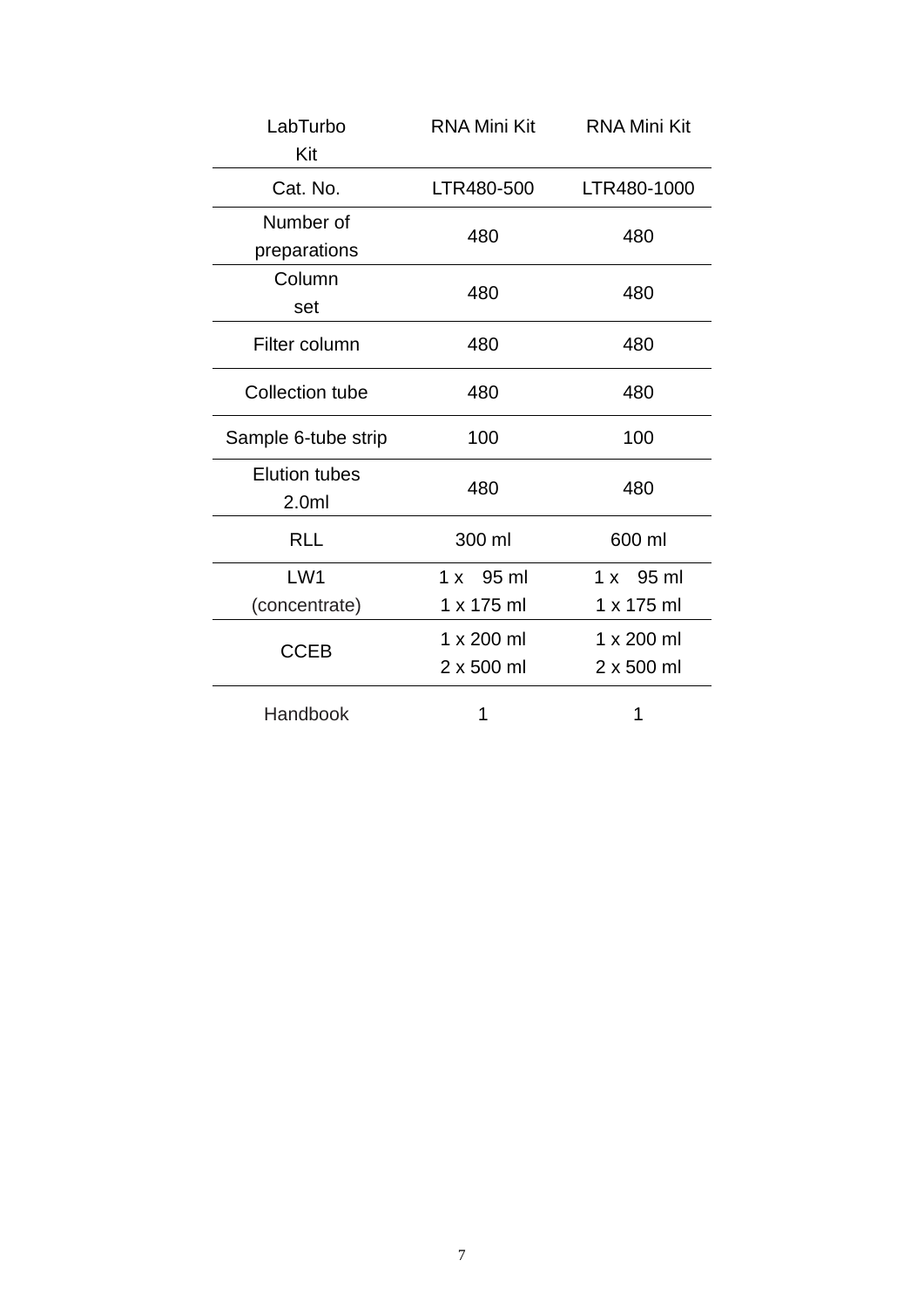| LabTurbo Kit | RNA Mini Kit | RNA Mini Kit |
|---|---|---|
| Cat. No. | LTR480-500 | LTR480-1000 |
| Number of preparations | 480 | 480 |
| Column set | 480 | 480 |
| Filter column | 480 | 480 |
| Collection tube | 480 | 480 |
| Sample 6-tube strip | 100 | 100 |
| Elution tubes 2.0ml | 480 | 480 |
| RLL | 300 ml | 600 ml |
| LW1 (concentrate) | 1 x 95 ml<br>1 x 175 ml | 1 x 95 ml<br>1 x 175 ml |
| CCEB | 1 x 200 ml<br>2 x 500 ml | 1 x 200 ml<br>2 x 500 ml |
| Handbook | 1 | 1 |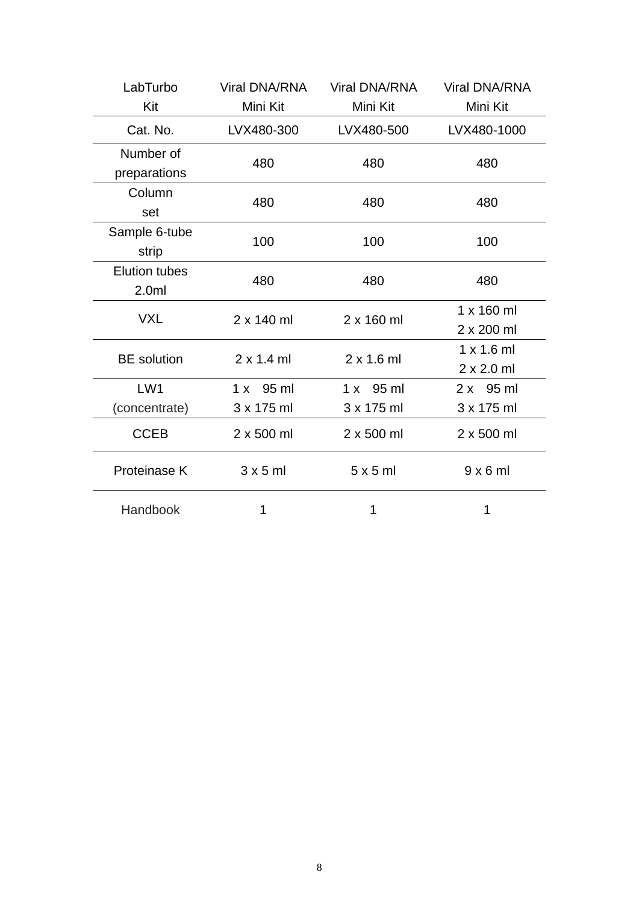| LabTurbo Kit | Viral DNA/RNA Mini Kit | Viral DNA/RNA Mini Kit | Viral DNA/RNA Mini Kit |
|---|---|---|---|
| Cat. No. | LVX480-300 | LVX480-500 | LVX480-1000 |
| Number of preparations | 480 | 480 | 480 |
| Column set | 480 | 480 | 480 |
| Sample 6-tube strip | 100 | 100 | 100 |
| Elution tubes 2.0ml | 480 | 480 | 480 |
| VXL | 2 x 140 ml | 2 x 160 ml | 1 x 160 ml<br>2 x 200 ml |
| BE solution | 2 x 1.4 ml | 2 x 1.6 ml | 1 x 1.6 ml<br>2 x 2.0 ml |
| LW1 (concentrate) | 1 x 95 ml<br>3 x 175 ml | 1 x 95 ml<br>3 x 175 ml | 2 x 95 ml<br>3 x 175 ml |
| CCEB | 2 x 500 ml | 2 x 500 ml | 2 x 500 ml |
| Proteinase K | 3 x 5 ml | 5 x 5 ml | 9 x 6 ml |
| Handbook | 1 | 1 | 1 |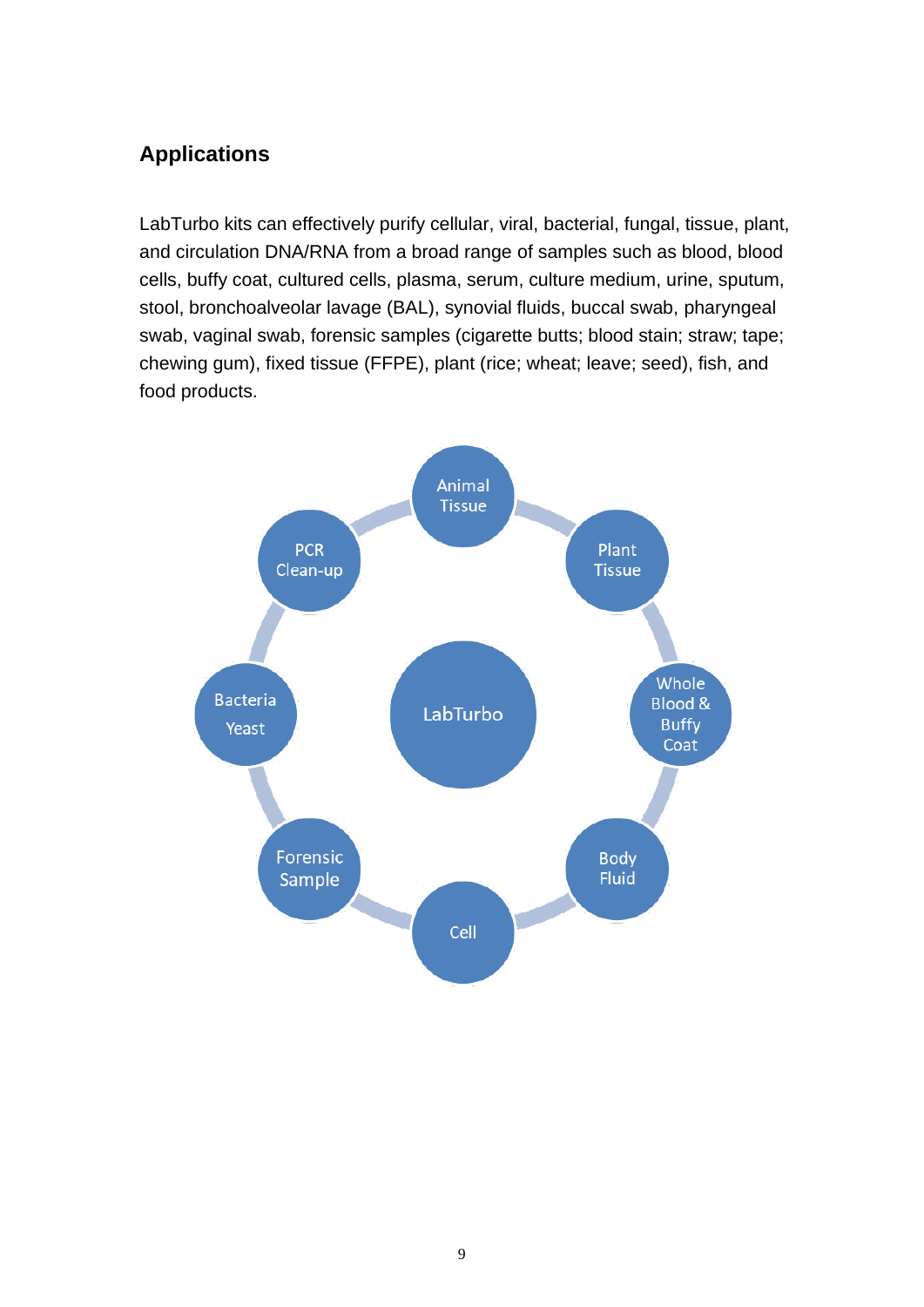## Applications

LabTurbo kits can effectively purify cellular, viral, bacterial, fungal, tissue, plant, and circulation DNA/RNA from a broad range of samples such as blood, blood cells, buffy coat, cultured cells, plasma, serum, culture medium, urine, sputum, stool, bronchoalveolar lavage (BAL), synovial fluids, buccal swab, pharyngeal swab, vaginal swab, forensic samples (cigarette butts; blood stain; straw; tape; chewing gum), fixed tissue (FFPE), plant (rice; wheat; leave; seed), fish, and food products.

LabTurbo

Animal Tissue

Plant Tissue

Whole Blood & Buffy Coat

Body Fluid

Cell

Forensic Sample

Bacteria Yeast

PCR Clean-up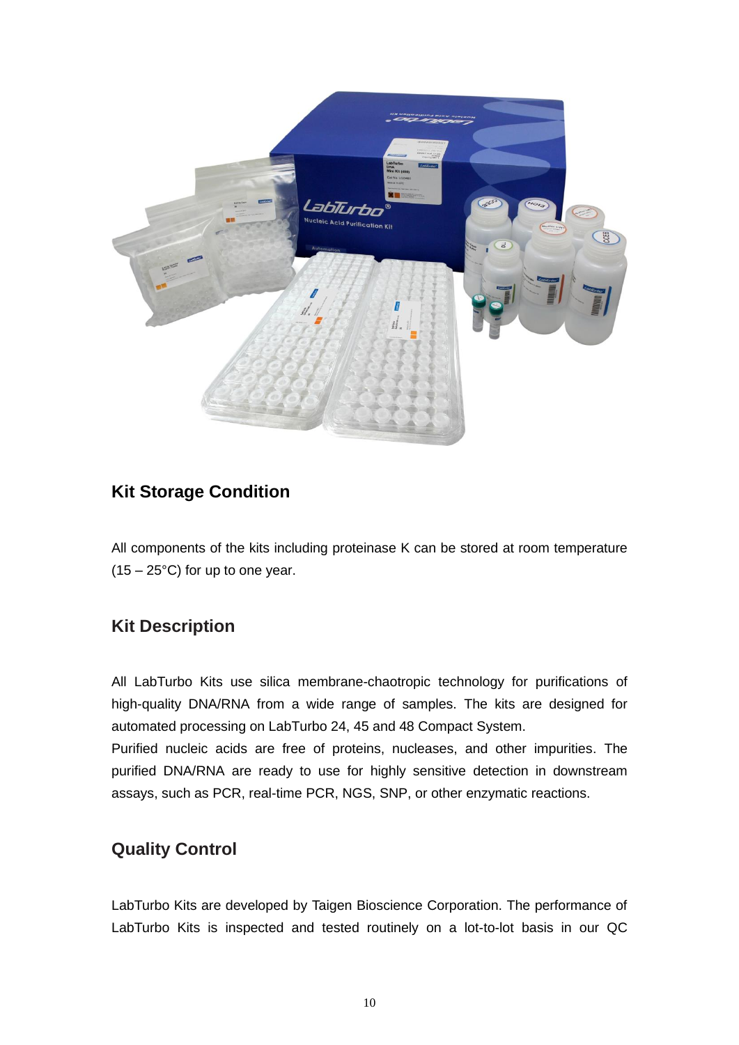## Kit Storage Condition

All components of the kits including proteinase K can be stored at room temperature (15 – 25°C) for up to one year.

## Kit Description

All LabTurbo Kits use silica membrane-chaotropic technology for purifications of high-quality DNA/RNA from a wide range of samples. The kits are designed for automated processing on LabTurbo 24, 45 and 48 Compact System.
Purified nucleic acids are free of proteins, nucleases, and other impurities. The purified DNA/RNA are ready to use for highly sensitive detection in downstream assays, such as PCR, real-time PCR, NGS, SNP, or other enzymatic reactions.

## Quality Control

LabTurbo Kits are developed by Taigen Bioscience Corporation. The performance of LabTurbo Kits is inspected and tested routinely on a lot-to-lot basis in our QC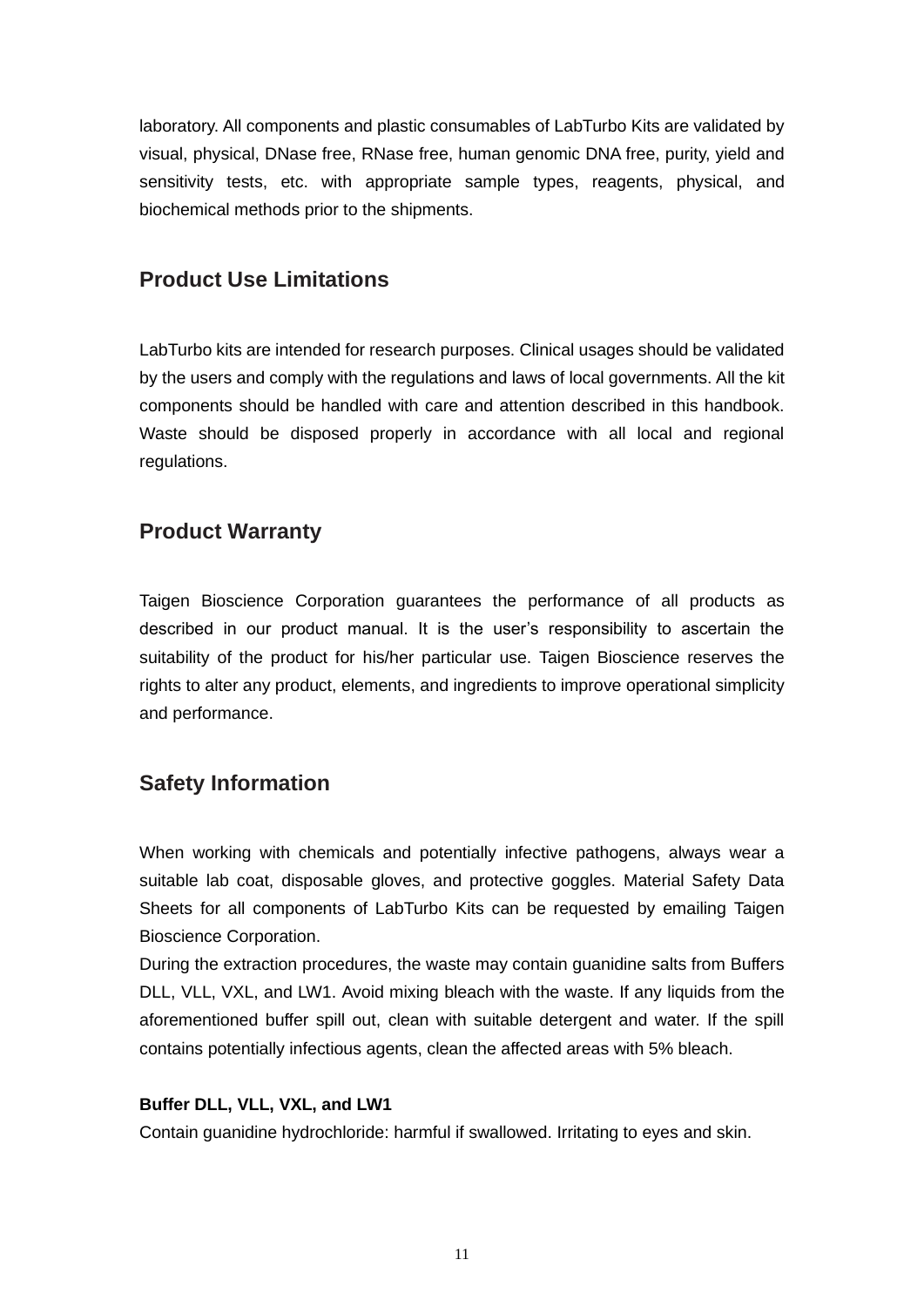laboratory. All components and plastic consumables of LabTurbo Kits are validated by visual, physical, DNase free, RNase free, human genomic DNA free, purity, yield and sensitivity tests, etc. with appropriate sample types, reagents, physical, and biochemical methods prior to the shipments.

## Product Use Limitations

LabTurbo kits are intended for research purposes. Clinical usages should be validated by the users and comply with the regulations and laws of local governments. All the kit components should be handled with care and attention described in this handbook. Waste should be disposed properly in accordance with all local and regional regulations.

## Product Warranty

Taigen Bioscience Corporation guarantees the performance of all products as described in our product manual. It is the user's responsibility to ascertain the suitability of the product for his/her particular use. Taigen Bioscience reserves the rights to alter any product, elements, and ingredients to improve operational simplicity and performance.

## Safety Information

When working with chemicals and potentially infective pathogens, always wear a suitable lab coat, disposable gloves, and protective goggles. Material Safety Data Sheets for all components of LabTurbo Kits can be requested by emailing Taigen Bioscience Corporation.

During the extraction procedures, the waste may contain guanidine salts from Buffers DLL, VLL, VXL, and LW1. Avoid mixing bleach with the waste. If any liquids from the aforementioned buffer spill out, clean with suitable detergent and water. If the spill contains potentially infectious agents, clean the affected areas with 5% bleach.

**Buffer DLL, VLL, VXL, and LW1**

Contain guanidine hydrochloride: harmful if swallowed. Irritating to eyes and skin.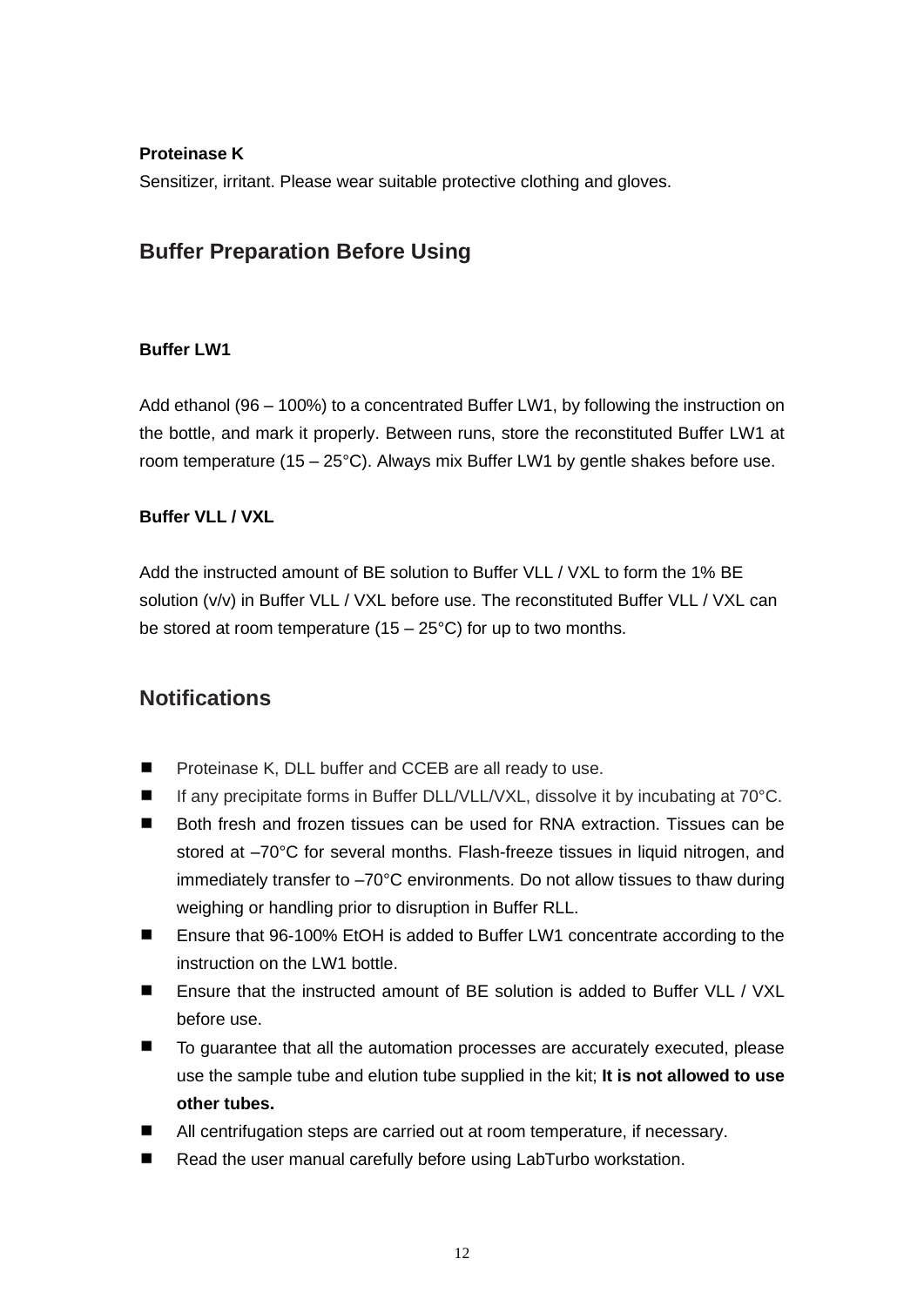**Proteinase K**

Sensitizer, irritant. Please wear suitable protective clothing and gloves.

## Buffer Preparation Before Using

**Buffer LW1**

Add ethanol (96 – 100%) to a concentrated Buffer LW1, by following the instruction on the bottle, and mark it properly. Between runs, store the reconstituted Buffer LW1 at room temperature (15 – 25°C). Always mix Buffer LW1 by gentle shakes before use.

**Buffer VLL / VXL**

Add the instructed amount of BE solution to Buffer VLL / VXL to form the 1% BE solution (v/v) in Buffer VLL / VXL before use. The reconstituted Buffer VLL / VXL can be stored at room temperature (15 – 25°C) for up to two months.

## Notifications

- Proteinase K, DLL buffer and CCEB are all ready to use.
- If any precipitate forms in Buffer DLL/VLL/VXL, dissolve it by incubating at 70°C.
- Both fresh and frozen tissues can be used for RNA extraction. Tissues can be stored at –70°C for several months. Flash-freeze tissues in liquid nitrogen, and immediately transfer to –70°C environments. Do not allow tissues to thaw during weighing or handling prior to disruption in Buffer RLL.
- Ensure that 96-100% EtOH is added to Buffer LW1 concentrate according to the instruction on the LW1 bottle.
- Ensure that the instructed amount of BE solution is added to Buffer VLL / VXL before use.
- To guarantee that all the automation processes are accurately executed, please use the sample tube and elution tube supplied in the kit; **It is not allowed to use other tubes.**
- All centrifugation steps are carried out at room temperature, if necessary.
- Read the user manual carefully before using LabTurbo workstation.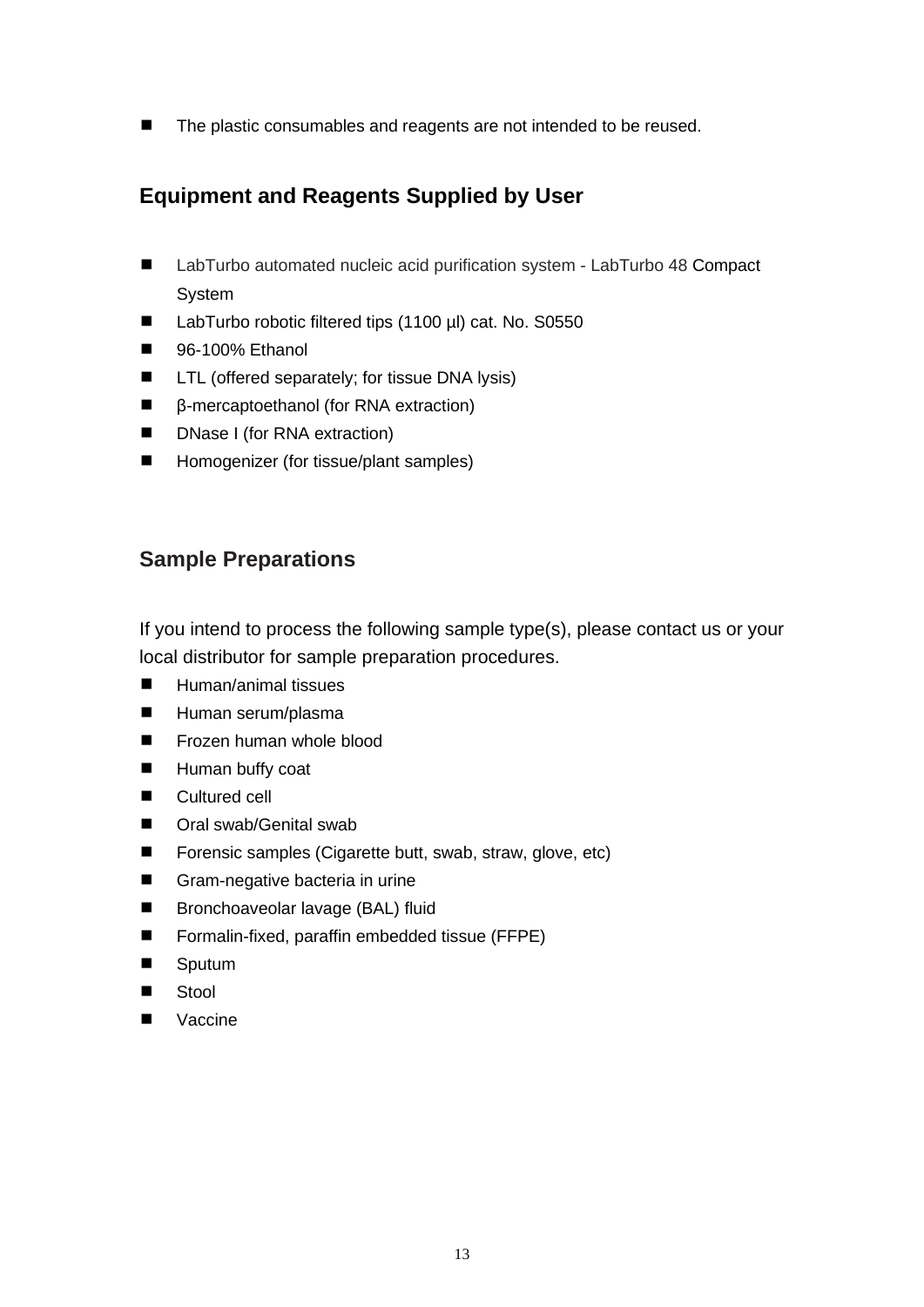- The plastic consumables and reagents are not intended to be reused.

## Equipment and Reagents Supplied by User

- LabTurbo automated nucleic acid purification system - LabTurbo 48 Compact System
- LabTurbo robotic filtered tips (1100 µl) cat. No. S0550
- 96-100% Ethanol
- LTL (offered separately; for tissue DNA lysis)
- β-mercaptoethanol (for RNA extraction)
- DNase I (for RNA extraction)
- Homogenizer (for tissue/plant samples)

## Sample Preparations

If you intend to process the following sample type(s), please contact us or your local distributor for sample preparation procedures.

- Human/animal tissues
- Human serum/plasma
- Frozen human whole blood
- Human buffy coat
- Cultured cell
- Oral swab/Genital swab
- Forensic samples (Cigarette butt, swab, straw, glove, etc)
- Gram-negative bacteria in urine
- Bronchoaveolar lavage (BAL) fluid
- Formalin-fixed, paraffin embedded tissue (FFPE)
- Sputum
- Stool
- Vaccine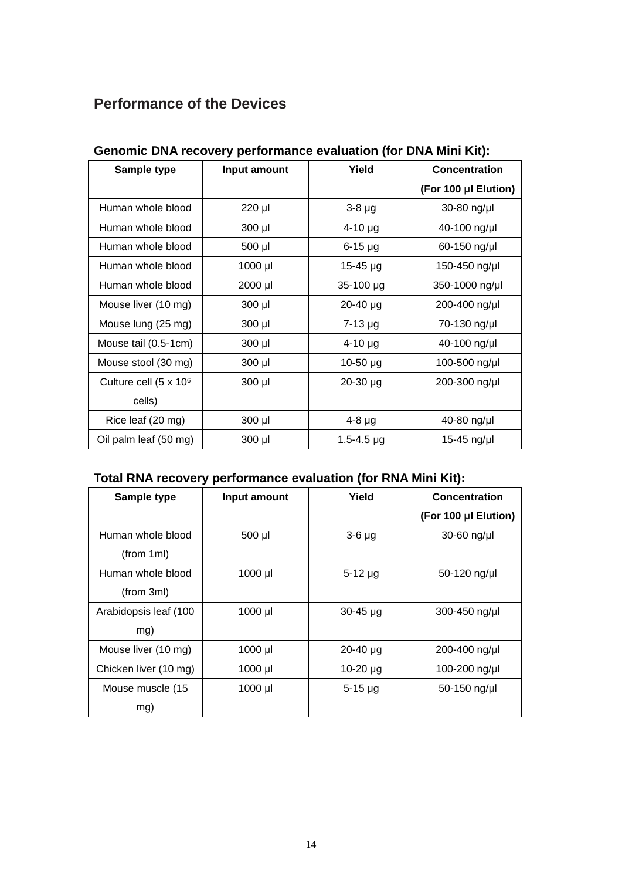## Performance of the Devices

### Genomic DNA recovery performance evaluation (for DNA Mini Kit):

| Sample type | Input amount | Yield | Concentration (For 100 µl Elution) |
|---|---|---|---|
| Human whole blood | 220 µl | 3-8 µg | 30-80 ng/µl |
| Human whole blood | 300 µl | 4-10 µg | 40-100 ng/µl |
| Human whole blood | 500 µl | 6-15 µg | 60-150 ng/µl |
| Human whole blood | 1000 µl | 15-45 µg | 150-450 ng/µl |
| Human whole blood | 2000 µl | 35-100 µg | 350-1000 ng/µl |
| Mouse liver (10 mg) | 300 µl | 20-40 µg | 200-400 ng/µl |
| Mouse lung (25 mg) | 300 µl | 7-13 µg | 70-130 ng/µl |
| Mouse tail (0.5-1cm) | 300 µl | 4-10 µg | 40-100 ng/µl |
| Mouse stool (30 mg) | 300 µl | 10-50 µg | 100-500 ng/µl |
| Culture cell ($5 \times 10^6$ cells) | 300 µl | 20-30 µg | 200-300 ng/µl |
| Rice leaf (20 mg) | 300 µl | 4-8 µg | 40-80 ng/µl |
| Oil palm leaf (50 mg) | 300 µl | 1.5-4.5 µg | 15-45 ng/µl |

### Total RNA recovery performance evaluation (for RNA Mini Kit):

| Sample type | Input amount | Yield | Concentration (For 100 µl Elution) |
|---|---|---|---|
| Human whole blood (from 1ml) | 500 µl | 3-6 µg | 30-60 ng/µl |
| Human whole blood (from 3ml) | 1000 µl | 5-12 µg | 50-120 ng/µl |
| Arabidopsis leaf (100 mg) | 1000 µl | 30-45 µg | 300-450 ng/µl |
| Mouse liver (10 mg) | 1000 µl | 20-40 µg | 200-400 ng/µl |
| Chicken liver (10 mg) | 1000 µl | 10-20 µg | 100-200 ng/µl |
| Mouse muscle (15 mg) | 1000 µl | 5-15 µg | 50-150 ng/µl |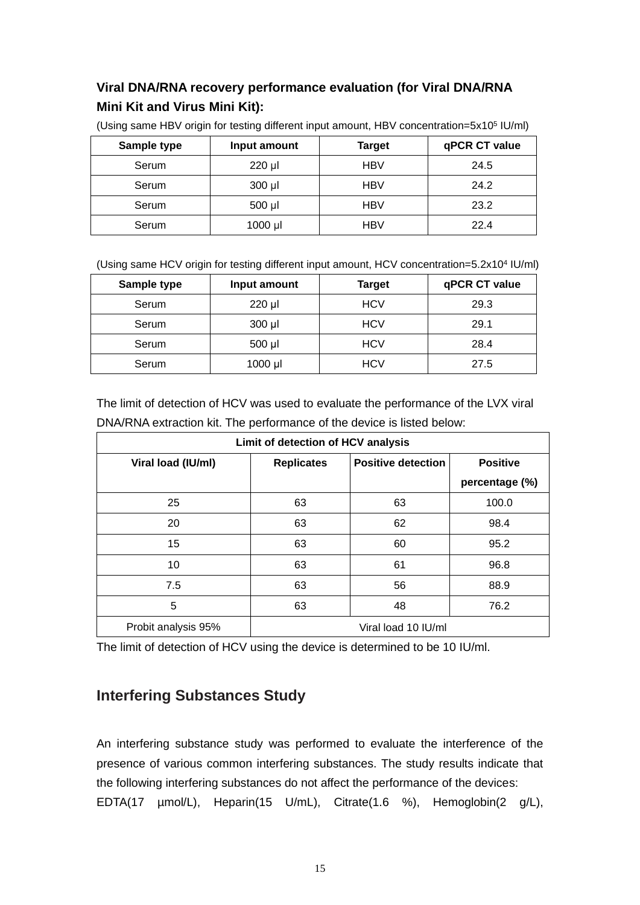### Viral DNA/RNA recovery performance evaluation (for Viral DNA/RNA Mini Kit and Virus Mini Kit):

(Using same HBV origin for testing different input amount, HBV concentration=5x10$^5$ IU/ml)

| Sample type | Input amount | Target | qPCR CT value |
|---|---|---|---|
| Serum | 220 µl | HBV | 24.5 |
| Serum | 300 µl | HBV | 24.2 |
| Serum | 500 µl | HBV | 23.2 |
| Serum | 1000 µl | HBV | 22.4 |

(Using same HCV origin for testing different input amount, HCV concentration=5.2x10$^4$ IU/ml)

| Sample type | Input amount | Target | qPCR CT value |
|---|---|---|---|
| Serum | 220 µl | HCV | 29.3 |
| Serum | 300 µl | HCV | 29.1 |
| Serum | 500 µl | HCV | 28.4 |
| Serum | 1000 µl | HCV | 27.5 |

The limit of detection of HCV was used to evaluate the performance of the LVX viral DNA/RNA extraction kit. The performance of the device is listed below:

| Limit of detection of HCV analysis | | | |
|---|---|---|---|
| Viral load (IU/ml) | Replicates | Positive detection | Positive percentage (%) |
| 25 | 63 | 63 | 100.0 |
| 20 | 63 | 62 | 98.4 |
| 15 | 63 | 60 | 95.2 |
| 10 | 63 | 61 | 96.8 |
| 7.5 | 63 | 56 | 88.9 |
| 5 | 63 | 48 | 76.2 |
| Probit analysis 95% | Viral load 10 IU/ml | | |

The limit of detection of HCV using the device is determined to be 10 IU/ml.

## Interfering Substances Study

An interfering substance study was performed to evaluate the interference of the presence of various common interfering substances. The study results indicate that the following interfering substances do not affect the performance of the devices:

EDTA(17 µmol/L), Heparin(15 U/mL), Citrate(1.6 %), Hemoglobin(2 g/L),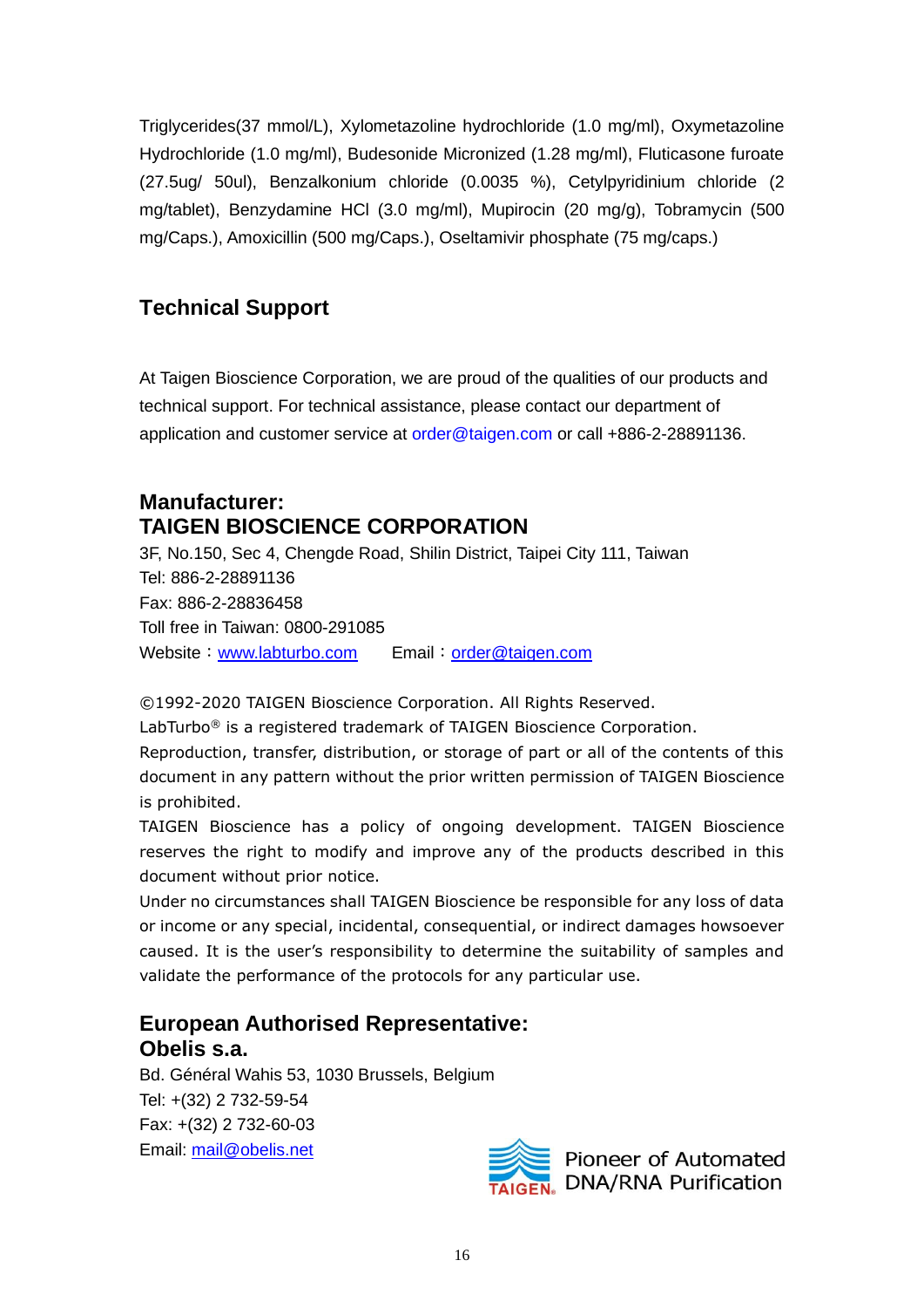Triglycerides(37 mmol/L), Xylometazoline hydrochloride (1.0 mg/ml), Oxymetazoline Hydrochloride (1.0 mg/ml), Budesonide Micronized (1.28 mg/ml), Fluticasone furoate (27.5ug/ 50ul), Benzalkonium chloride (0.0035 %), Cetylpyridinium chloride (2 mg/tablet), Benzydamine HCl (3.0 mg/ml), Mupirocin (20 mg/g), Tobramycin (500 mg/Caps.), Amoxicillin (500 mg/Caps.), Oseltamivir phosphate (75 mg/caps.)

## Technical Support

At Taigen Bioscience Corporation, we are proud of the qualities of our products and technical support. For technical assistance, please contact our department of application and customer service at order@taigen.com or call +886-2-28891136.

## Manufacturer:
## TAIGEN BIOSCIENCE CORPORATION

3F, No.150, Sec 4, Chengde Road, Shilin District, Taipei City 111, Taiwan
Tel: 886-2-28891136
Fax: 886-2-28836458
Toll free in Taiwan: 0800-291085
Website：www.labturbo.com　　Email：order@taigen.com

©1992-2020 TAIGEN Bioscience Corporation. All Rights Reserved.
LabTurbo® is a registered trademark of TAIGEN Bioscience Corporation.
Reproduction, transfer, distribution, or storage of part or all of the contents of this document in any pattern without the prior written permission of TAIGEN Bioscience is prohibited.
TAIGEN Bioscience has a policy of ongoing development. TAIGEN Bioscience reserves the right to modify and improve any of the products described in this document without prior notice.
Under no circumstances shall TAIGEN Bioscience be responsible for any loss of data or income or any special, incidental, consequential, or indirect damages howsoever caused. It is the user's responsibility to determine the suitability of samples and validate the performance of the protocols for any particular use.

## European Authorised Representative:
## Obelis s.a.

Bd. Général Wahis 53, 1030 Brussels, Belgium
Tel: +(32) 2 732-59-54
Fax: +(32) 2 732-60-03
Email: mail@obelis.net

TAIGEN Pioneer of Automated DNA/RNA Purification